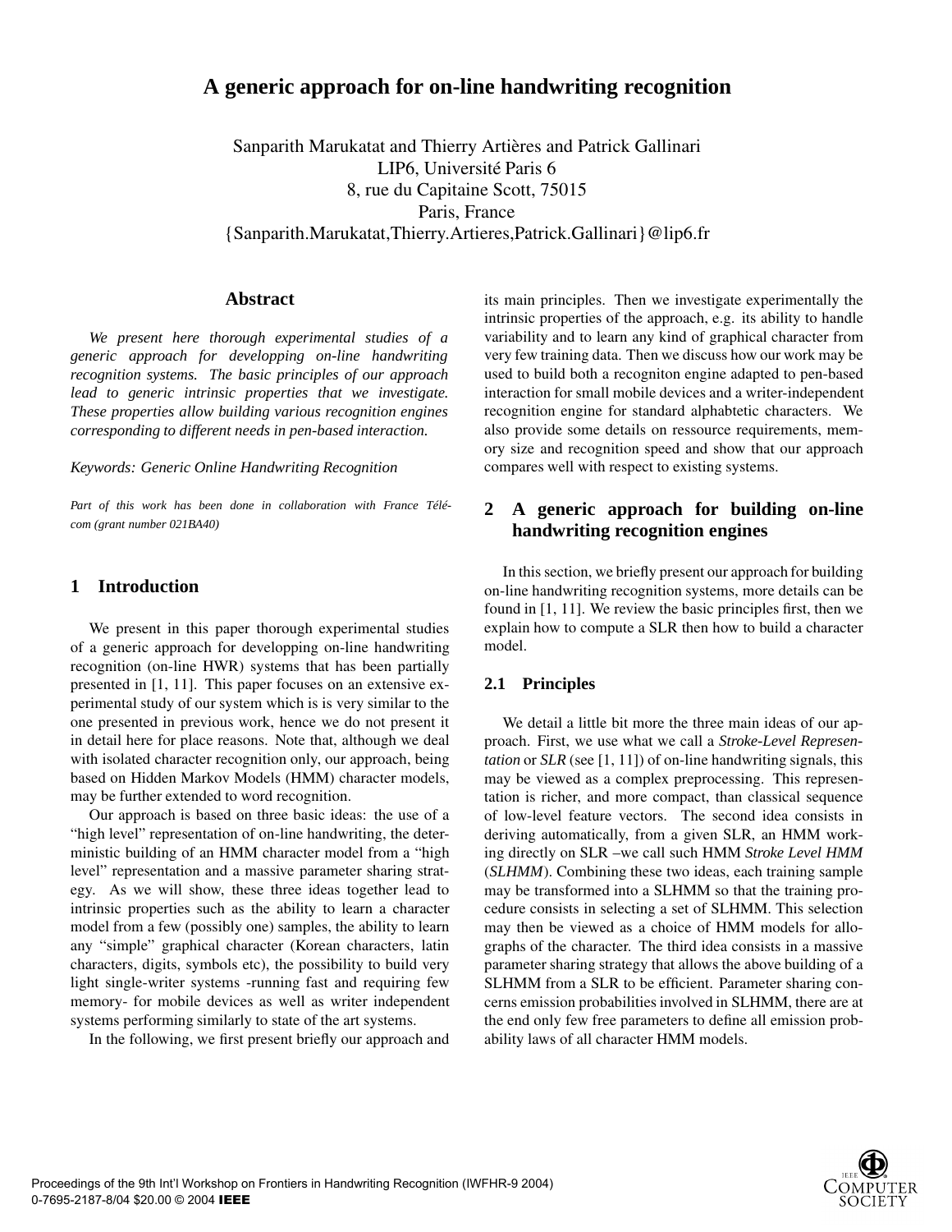# A generic approach for on-line handwriting recognition

Sanparith Marukatat and Thierry Artières and Patrick Gallinari
LIP6, Université Paris 6
8, rue du Capitaine Scott, 75015
Paris, France
{Sanparith.Marukatat,Thierry.Artieres,Patrick.Gallinari}@lip6.fr

## Abstract

*We present here thorough experimental studies of a generic approach for developping on-line handwriting recognition systems. The basic principles of our approach lead to generic intrinsic properties that we investigate. These properties allow building various recognition engines corresponding to different needs in pen-based interaction.*

*Keywords: Generic Online Handwriting Recognition*

*Part of this work has been done in collaboration with France Télécom (grant number 021BA40)*

## 1 Introduction

We present in this paper thorough experimental studies of a generic approach for developping on-line handwriting recognition (on-line HWR) systems that has been partially presented in [1, 11]. This paper focuses on an extensive experimental study of our system which is is very similar to the one presented in previous work, hence we do not present it in detail here for place reasons. Note that, although we deal with isolated character recognition only, our approach, being based on Hidden Markov Models (HMM) character models, may be further extended to word recognition.

Our approach is based on three basic ideas: the use of a "high level" representation of on-line handwriting, the deterministic building of an HMM character model from a "high level" representation and a massive parameter sharing strategy. As we will show, these three ideas together lead to intrinsic properties such as the ability to learn a character model from a few (possibly one) samples, the ability to learn any "simple" graphical character (Korean characters, latin characters, digits, symbols etc), the possibility to build very light single-writer systems -running fast and requiring few memory- for mobile devices as well as writer independent systems performing similarly to state of the art systems.

In the following, we first present briefly our approach and its main principles. Then we investigate experimentally the intrinsic properties of the approach, e.g. its ability to handle variability and to learn any kind of graphical character from very few training data. Then we discuss how our work may be used to build both a recogniton engine adapted to pen-based interaction for small mobile devices and a writer-independent recognition engine for standard alphabtetic characters. We also provide some details on ressource requirements, memory size and recognition speed and show that our approach compares well with respect to existing systems.

## 2 A generic approach for building on-line handwriting recognition engines

In this section, we briefly present our approach for building on-line handwriting recognition systems, more details can be found in [1, 11]. We review the basic principles first, then we explain how to compute a SLR then how to build a character model.

### 2.1 Principles

We detail a little bit more the three main ideas of our approach. First, we use what we call a *Stroke-Level Representation* or *SLR* (see [1, 11]) of on-line handwriting signals, this may be viewed as a complex preprocessing. This representation is richer, and more compact, than classical sequence of low-level feature vectors. The second idea consists in deriving automatically, from a given SLR, an HMM working directly on SLR –we call such HMM *Stroke Level HMM* (*SLHMM*). Combining these two ideas, each training sample may be transformed into a SLHMM so that the training procedure consists in selecting a set of SLHMM. This selection may then be viewed as a choice of HMM models for allographs of the character. The third idea consists in a massive parameter sharing strategy that allows the above building of a SLHMM from a SLR to be efficient. Parameter sharing concerns emission probabilities involved in SLHMM, there are at the end only few free parameters to define all emission probability laws of all character HMM models.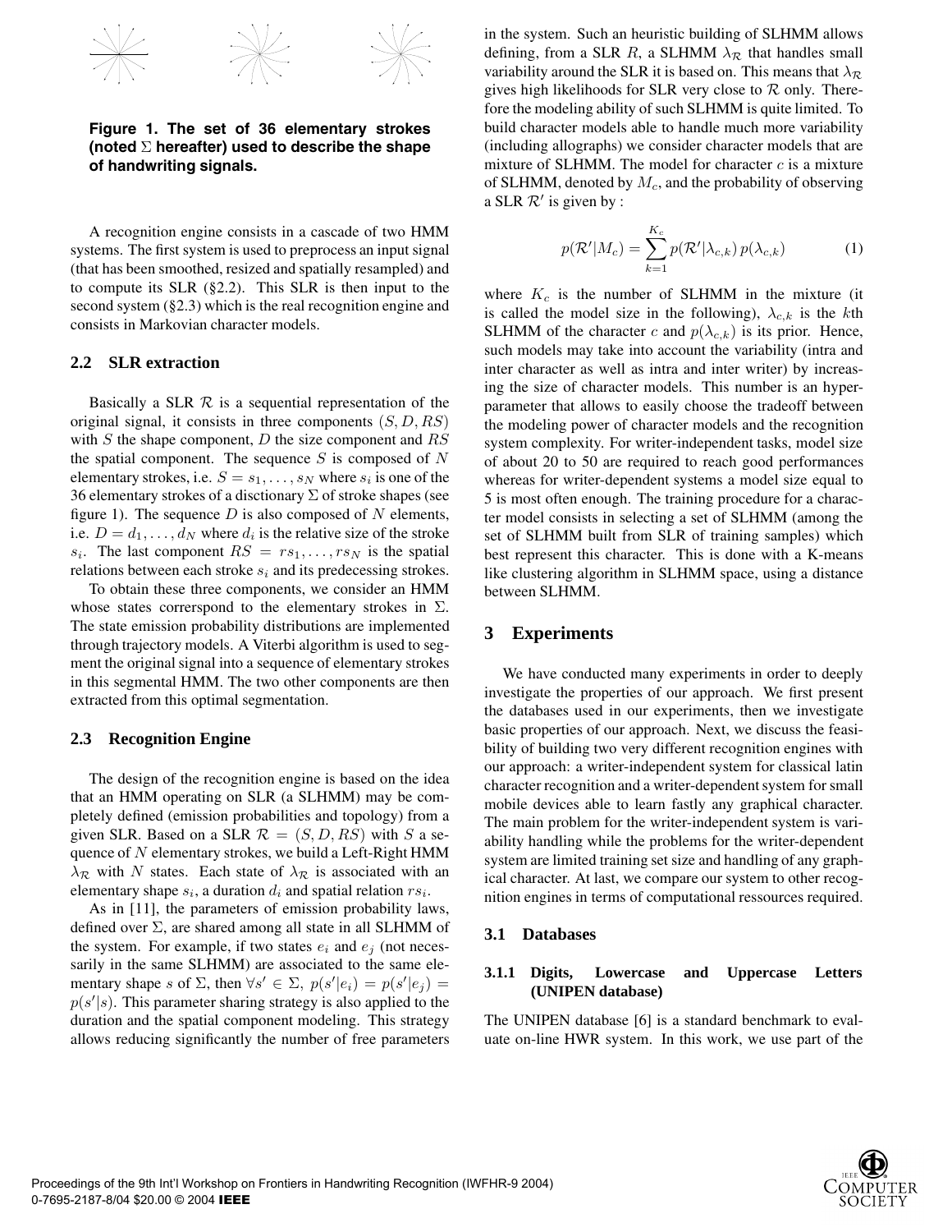**Figure 1. The set of 36 elementary strokes (noted $\Sigma$ hereafter) used to describe the shape of handwriting signals.**

A recognition engine consists in a cascade of two HMM systems. The first system is used to preprocess an input signal (that has been smoothed, resized and spatially resampled) and to compute its SLR (§2.2). This SLR is then input to the second system (§2.3) which is the real recognition engine and consists in Markovian character models.

### 2.2 SLR extraction

Basically a SLR $\mathcal{R}$ is a sequential representation of the original signal, it consists in three components $(S, D, RS)$ with $S$ the shape component, $D$ the size component and $RS$ the spatial component. The sequence $S$ is composed of $N$ elementary strokes, i.e. $S = s_1, \ldots, s_N$ where $s_i$ is one of the 36 elementary strokes of a disctionary $\Sigma$ of stroke shapes (see figure 1). The sequence $D$ is also composed of $N$ elements, i.e. $D = d_1, \ldots, d_N$ where $d_i$ is the relative size of the stroke $s_i$. The last component $RS = rs_1, \ldots, rs_N$ is the spatial relations between each stroke $s_i$ and its predecessing strokes.

To obtain these three components, we consider an HMM whose states correrspond to the elementary strokes in $\Sigma$. The state emission probability distributions are implemented through trajectory models. A Viterbi algorithm is used to segment the original signal into a sequence of elementary strokes in this segmental HMM. The two other components are then extracted from this optimal segmentation.

### 2.3 Recognition Engine

The design of the recognition engine is based on the idea that an HMM operating on SLR (a SLHMM) may be completely defined (emission probabilities and topology) from a given SLR. Based on a SLR $\mathcal{R} = (S, D, RS)$ with $S$ a sequence of $N$ elementary strokes, we build a Left-Right HMM $\lambda_{\mathcal{R}}$ with $N$ states. Each state of $\lambda_{\mathcal{R}}$ is associated with an elementary shape $s_i$, a duration $d_i$ and spatial relation $rs_i$.

As in [11], the parameters of emission probability laws, defined over $\Sigma$, are shared among all state in all SLHMM of the system. For example, if two states $e_i$ and $e_j$ (not necessarily in the same SLHMM) are associated to the same elementary shape $s$ of $\Sigma$, then $\forall s' \in \Sigma$, $p(s'|e_i) = p(s'|e_j) = p(s'|s)$. This parameter sharing strategy is also applied to the duration and the spatial component modeling. This strategy allows reducing significantly the number of free parameters in the system. Such an heuristic building of SLHMM allows defining, from a SLR $R$, a SLHMM $\lambda_{\mathcal{R}}$ that handles small variability around the SLR it is based on. This means that $\lambda_{\mathcal{R}}$ gives high likelihoods for SLR very close to $\mathcal{R}$ only. Therefore the modeling ability of such SLHMM is quite limited. To build character models able to handle much more variability (including allographs) we consider character models that are mixture of SLHMM. The model for character $c$ is a mixture of SLHMM, denoted by $M_c$, and the probability of observing a SLR $\mathcal{R}'$ is given by :

$$p(\mathcal{R}'|M_c) = \sum_{k=1}^{K_c} p(\mathcal{R}'|\lambda_{c,k})\, p(\lambda_{c,k}) \qquad (1)$$

where $K_c$ is the number of SLHMM in the mixture (it is called the model size in the following), $\lambda_{c,k}$ is the $k$th SLHMM of the character $c$ and $p(\lambda_{c,k})$ is its prior. Hence, such models may take into account the variability (intra and inter character as well as intra and inter writer) by increasing the size of character models. This number is an hyperparameter that allows to easily choose the tradeoff between the modeling power of character models and the recognition system complexity. For writer-independent tasks, model size of about 20 to 50 are required to reach good performances whereas for writer-dependent systems a model size equal to 5 is most often enough. The training procedure for a character model consists in selecting a set of SLHMM (among the set of SLHMM built from SLR of training samples) which best represent this character. This is done with a K-means like clustering algorithm in SLHMM space, using a distance between SLHMM.

## 3 Experiments

We have conducted many experiments in order to deeply investigate the properties of our approach. We first present the databases used in our experiments, then we investigate basic properties of our approach. Next, we discuss the feasibility of building two very different recognition engines with our approach: a writer-independent system for classical latin character recognition and a writer-dependent system for small mobile devices able to learn fastly any graphical character. The main problem for the writer-independent system is variability handling while the problems for the writer-dependent system are limited training set size and handling of any graphical character. At last, we compare our system to other recognition engines in terms of computational ressources required.

### 3.1 Databases

#### 3.1.1 Digits, Lowercase and Uppercase Letters (UNIPEN database)

The UNIPEN database [6] is a standard benchmark to evaluate on-line HWR system. In this work, we use part of the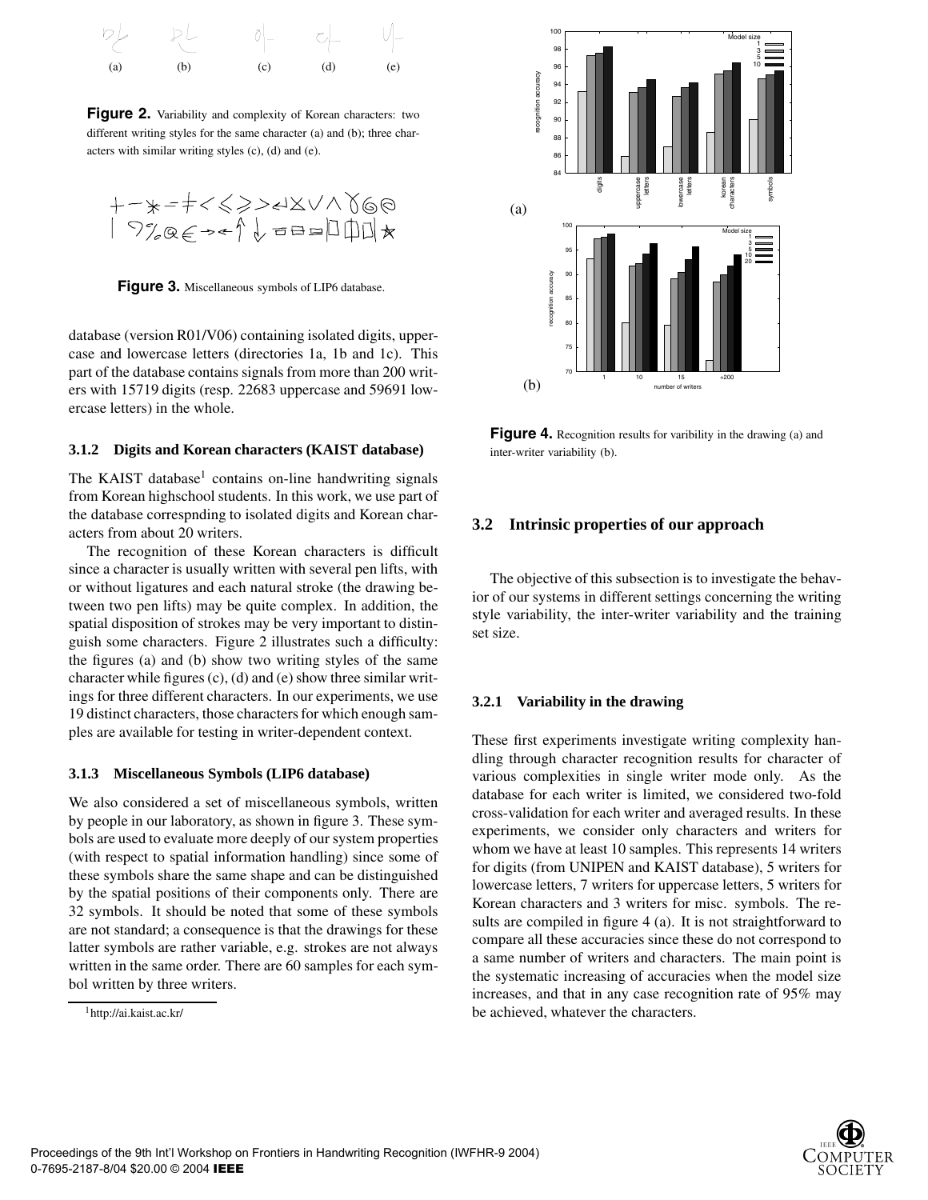Figure 2. Variability and complexity of Korean characters: two different writing styles for the same character (a) and (b); three characters with similar writing styles (c), (d) and (e).

Figure 3. Miscellaneous symbols of LIP6 database.

database (version R01/V06) containing isolated digits, uppercase and lowercase letters (directories 1a, 1b and 1c). This part of the database contains signals from more than 200 writers with 15719 digits (resp. 22683 uppercase and 59691 lowercase letters) in the whole.

### 3.1.2 Digits and Korean characters (KAIST database)

The KAIST database[1] contains on-line handwriting signals from Korean highschool students. In this work, we use part of the database correspnding to isolated digits and Korean characters from about 20 writers.

The recognition of these Korean characters is difficult since a character is usually written with several pen lifts, with or without ligatures and each natural stroke (the drawing between two pen lifts) may be quite complex. In addition, the spatial disposition of strokes may be very important to distinguish some characters. Figure 2 illustrates such a difficulty: the figures (a) and (b) show two writing styles of the same character while figures (c), (d) and (e) show three similar writings for three different characters. In our experiments, we use 19 distinct characters, those characters for which enough samples are available for testing in writer-dependent context.

### 3.1.3 Miscellaneous Symbols (LIP6 database)

We also considered a set of miscellaneous symbols, written by people in our laboratory, as shown in figure 3. These symbols are used to evaluate more deeply of our system properties (with respect to spatial information handling) since some of these symbols share the same shape and can be distinguished by the spatial positions of their components only. There are 32 symbols. It should be noted that some of these symbols are not standard; a consequence is that the drawings for these latter symbols are rather variable, e.g. strokes are not always written in the same order. There are 60 samples for each symbol written by three writers.

[1] http://ai.kaist.ac.kr/

Figure 4. Recognition results for varibility in the drawing (a) and inter-writer variability (b).

## 3.2 Intrinsic properties of our approach

The objective of this subsection is to investigate the behavior of our systems in different settings concerning the writing style variability, the inter-writer variability and the training set size.

### 3.2.1 Variability in the drawing

These first experiments investigate writing complexity handling through character recognition results for character of various complexities in single writer mode only. As the database for each writer is limited, we considered two-fold cross-validation for each writer and averaged results. In these experiments, we consider only characters and writers for whom we have at least 10 samples. This represents 14 writers for digits (from UNIPEN and KAIST database), 5 writers for lowercase letters, 7 writers for uppercase letters, 5 writers for Korean characters and 3 writers for misc. symbols. The results are compiled in figure 4 (a). It is not straightforward to compare all these accuracies since these do not correspond to a same number of writers and characters. The main point is the systematic increasing of accuracies when the model size increases, and that in any case recognition rate of 95% may be achieved, whatever the characters.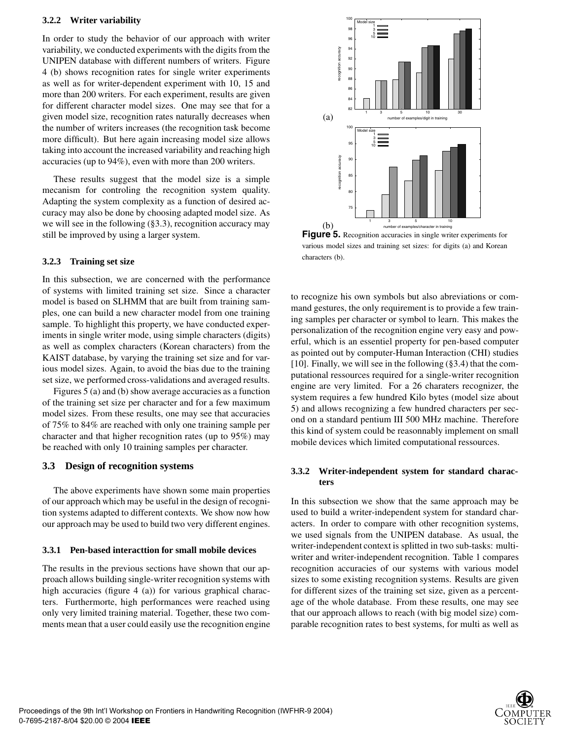#### 3.2.2 Writer variability

In order to study the behavior of our approach with writer variability, we conducted experiments with the digits from the UNIPEN database with different numbers of writers. Figure 4 (b) shows recognition rates for single writer experiments as well as for writer-dependent experiment with 10, 15 and more than 200 writers. For each experiment, results are given for different character model sizes. One may see that for a given model size, recognition rates naturally decreases when the number of writers increases (the recognition task become more difficult). But here again increasing model size allows taking into account the increased variability and reaching high accuracies (up to 94%), even with more than 200 writers.

These results suggest that the model size is a simple mecanism for controling the recognition system quality. Adapting the system complexity as a function of desired accuracy may also be done by choosing adapted model size. As we will see in the following (§3.3), recognition accuracy may still be improved by using a larger system.

#### 3.2.3 Training set size

In this subsection, we are concerned with the performance of systems with limited training set size. Since a character model is based on SLHMM that are built from training samples, one can build a new character model from one training sample. To highlight this property, we have conducted experiments in single writer mode, using simple characters (digits) as well as complex characters (Korean characters) from the KAIST database, by varying the training set size and for various model sizes. Again, to avoid the bias due to the training set size, we performed cross-validations and averaged results.

Figures 5 (a) and (b) show average accuracies as a function of the training set size per character and for a few maximum model sizes. From these results, one may see that accuracies of 75% to 84% are reached with only one training sample per character and that higher recognition rates (up to 95%) may be reached with only 10 training samples per character.

**Figure 5.** Recognition accuracies in single writer experiments for various model sizes and training set sizes: for digits (a) and Korean characters (b).

### 3.3 Design of recognition systems

The above experiments have shown some main properties of our approach which may be useful in the design of recognition systems adapted to different contexts. We show now how our approach may be used to build two very different engines.

#### 3.3.1 Pen-based interacttion for small mobile devices

The results in the previous sections have shown that our approach allows building single-writer recognition systems with high accuracies (figure 4 (a)) for various graphical characters. Furthermorte, high performances were reached using only very limited training material. Together, these two comments mean that a user could easily use the recognition engine to recognize his own symbols but also abreviations or command gestures, the only requirement is to provide a few training samples per character or symbol to learn. This makes the personalization of the recognition engine very easy and powerful, which is an essentiel property for pen-based computer as pointed out by computer-Human Interaction (CHI) studies [10]. Finally, we will see in the following (§3.4) that the computational ressources required for a single-writer recognition engine are very limited. For a 26 charaters recognizer, the system requires a few hundred Kilo bytes (model size about 5) and allows recognizing a few hundred characters per second on a standard pentium III 500 MHz machine. Therefore this kind of system could be reasonnably implement on small mobile devices which limited computational ressources.

#### 3.3.2 Writer-independent system for standard characters

In this subsection we show that the same approach may be used to build a writer-independent system for standard characters. In order to compare with other recognition systems, we used signals from the UNIPEN database. As usual, the writer-independent context is splitted in two sub-tasks: multi-writer and writer-independent recognition. Table 1 compares recognition accuracies of our systems with various model sizes to some existing recognition systems. Results are given for different sizes of the training set size, given as a percentage of the whole database. From these results, one may see that our approach allows to reach (with big model size) comparable recognition rates to best systems, for multi as well as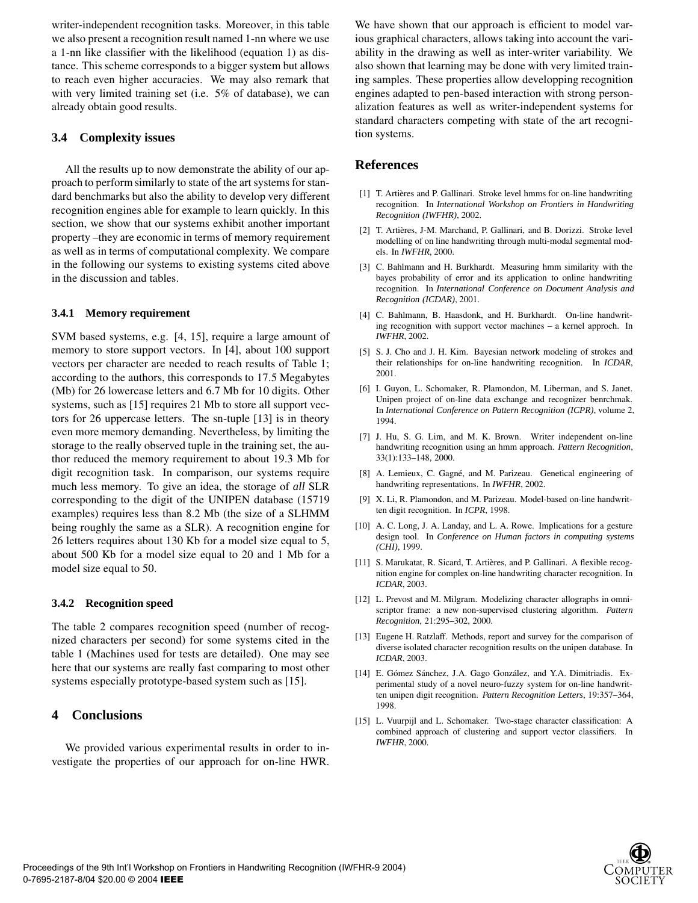writer-independent recognition tasks. Moreover, in this table we also present a recognition result named 1-nn where we use a 1-nn like classifier with the likelihood (equation 1) as distance. This scheme corresponds to a bigger system but allows to reach even higher accuracies. We may also remark that with very limited training set (i.e. 5% of database), we can already obtain good results.

### 3.4 Complexity issues

All the results up to now demonstrate the ability of our approach to perform similarly to state of the art systems for standard benchmarks but also the ability to develop very different recognition engines able for example to learn quickly. In this section, we show that our systems exhibit another important property –they are economic in terms of memory requirement as well as in terms of computational complexity. We compare in the following our systems to existing systems cited above in the discussion and tables.

#### 3.4.1 Memory requirement

SVM based systems, e.g. [4, 15], require a large amount of memory to store support vectors. In [4], about 100 support vectors per character are needed to reach results of Table 1; according to the authors, this corresponds to 17.5 Megabytes (Mb) for 26 lowercase letters and 6.7 Mb for 10 digits. Other systems, such as [15] requires 21 Mb to store all support vectors for 26 uppercase letters. The sn-tuple [13] is in theory even more memory demanding. Nevertheless, by limiting the storage to the really observed tuple in the training set, the author reduced the memory requirement to about 19.3 Mb for digit recognition task. In comparison, our systems require much less memory. To give an idea, the storage of *all* SLR corresponding to the digit of the UNIPEN database (15719 examples) requires less than 8.2 Mb (the size of a SLHMM being roughly the same as a SLR). A recognition engine for 26 letters requires about 130 Kb for a model size equal to 5, about 500 Kb for a model size equal to 20 and 1 Mb for a model size equal to 50.

#### 3.4.2 Recognition speed

The table 2 compares recognition speed (number of recognized characters per second) for some systems cited in the table 1 (Machines used for tests are detailed). One may see here that our systems are really fast comparing to most other systems especially prototype-based system such as [15].

## 4 Conclusions

We provided various experimental results in order to investigate the properties of our approach for on-line HWR. We have shown that our approach is efficient to model various graphical characters, allows taking into account the variability in the drawing as well as inter-writer variability. We also shown that learning may be done with very limited training samples. These properties allow developping recognition engines adapted to pen-based interaction with strong personalization features as well as writer-independent systems for standard characters competing with state of the art recognition systems.

## References

[1] T. Artières and P. Gallinari. Stroke level hmms for on-line handwriting recognition. In *International Workshop on Frontiers in Handwriting Recognition (IWFHR)*, 2002.

[2] T. Artières, J-M. Marchand, P. Gallinari, and B. Dorizzi. Stroke level modelling of on line handwriting through multi-modal segmental models. In *IWFHR*, 2000.

[3] C. Bahlmann and H. Burkhardt. Measuring hmm similarity with the bayes probability of error and its application to online handwriting recognition. In *International Conference on Document Analysis and Recognition (ICDAR)*, 2001.

[4] C. Bahlmann, B. Haasdonk, and H. Burkhardt. On-line handwriting recognition with support vector machines – a kernel approch. In *IWFHR*, 2002.

[5] S. J. Cho and J. H. Kim. Bayesian network modeling of strokes and their relationships for on-line handwriting recognition. In *ICDAR*, 2001.

[6] I. Guyon, L. Schomaker, R. Plamondon, M. Liberman, and S. Janet. Unipen project of on-line data exchange and recognizer benrchmak. In *International Conference on Pattern Recognition (ICPR)*, volume 2, 1994.

[7] J. Hu, S. G. Lim, and M. K. Brown. Writer independent on-line handwriting recognition using an hmm approach. *Pattern Recognition*, 33(1):133–148, 2000.

[8] A. Lemieux, C. Gagné, and M. Parizeau. Genetical engineering of handwriting representations. In *IWFHR*, 2002.

[9] X. Li, R. Plamondon, and M. Parizeau. Model-based on-line handwritten digit recognition. In *ICPR*, 1998.

[10] A. C. Long, J. A. Landay, and L. A. Rowe. Implications for a gesture design tool. In *Conference on Human factors in computing systems (CHI)*, 1999.

[11] S. Marukatat, R. Sicard, T. Artières, and P. Gallinari. A flexible recognition engine for complex on-line handwriting character recognition. In *ICDAR*, 2003.

[12] L. Prevost and M. Milgram. Modelizing character allographs in omniscriptor frame: a new non-supervised clustering algorithm. *Pattern Recognition*, 21:295–302, 2000.

[13] Eugene H. Ratzlaff. Methods, report and survey for the comparison of diverse isolated character recognition results on the unipen database. In *ICDAR*, 2003.

[14] E. Gómez Sánchez, J.A. Gago González, and Y.A. Dimitriadis. Experimental study of a novel neuro-fuzzy system for on-line handwritten unipen digit recognition. *Pattern Recognition Letters*, 19:357–364, 1998.

[15] L. Vuurpijl and L. Schomaker. Two-stage character classification: A combined approach of clustering and support vector classifiers. In *IWFHR*, 2000.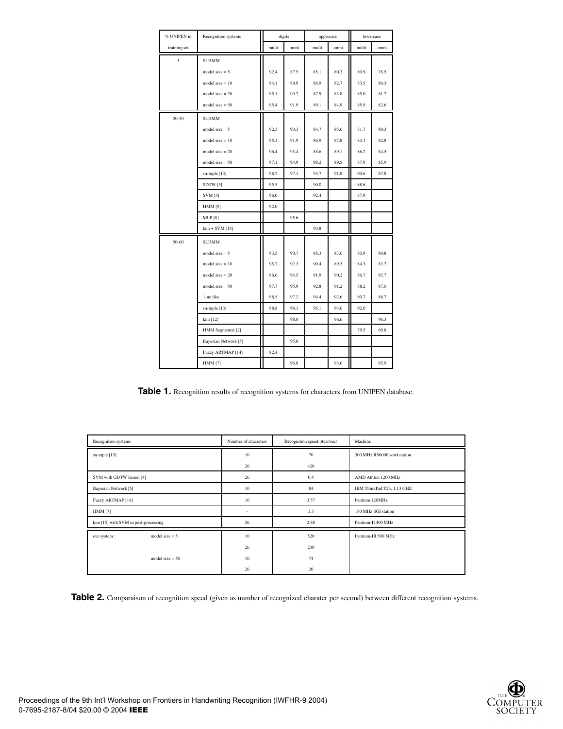| % UNIPEN in training set | Recognition systems | digits | | uppercase | | lowercase | |
|---|---|---|---|---|---|---|---|
| | | multi | omni | multi | omni | multi | omni |
| 5 | SLHMM | | | | | | |
| | model size = 5 | 92.4 | 87.5 | 85.1 | 80.2 | 80.9 | 78.5 |
| | model size = 10 | 94.1 | 89.9 | 86.9 | 82.7 | 83.5 | 80.3 |
| | model size = 20 | 95.1 | 90.7 | 87.9 | 83.8 | 85.0 | 81.7 |
| | model size = 50 | 95.4 | 91.9 | 89.1 | 84.9 | 85.9 | 82.6 |
| 20-30 | SLHMM | | | | | | |
| | model size = 5 | 92.3 | 90.3 | 84.7 | 85.6 | 81.7 | 80.3 |
| | model size = 10 | 95.1 | 91.9 | 86.9 | 87.8 | 84.1 | 82.8 |
| | model size = 20 | 96.4 | 93.4 | 88.6 | 89.1 | 86.2 | 84.5 |
| | model size = 50 | 97.1 | 94.9 | 89.2 | 89.5 | 87.9 | 85.9 |
| | sn-tuple [13] | 98.7 | 97.1 | 93.7 | 91.8 | 90.6 | 87.8 |
| | SDTW [3] | 95.5 | | 90.0 | | 88.6 | |
| | SVM [4] | 96.0 | | 92.4 | | 87.9 | |
| | HMM [9] | 92.0 | | | | | |
| | MLP [8] | | 95.6 | | | | |
| | knn + SVM [15] | | | 94.8 | | | |
| 50-60 | SLHMM | | | | | | |
| | model size = 5 | 93.5 | 90.7 | 88.3 | 87.0 | 80.9 | 80.8 |
| | model size = 10 | 95.2 | 92.3 | 90.4 | 89.3 | 84.3 | 83.7 |
| | model size = 20 | 96.6 | 94.5 | 91.9 | 90.2 | 86.7 | 85.7 |
| | model size = 50 | 97.7 | 95.9 | 92.8 | 91.2 | 88.2 | 87.0 |
| | 1-nn like | 98.5 | 97.2 | 94.4 | 92.6 | 90.7 | 88.7 |
| | sn-tuple [13] | 98.8 | 98.1 | 95.1 | 94.0 | 92.0 | |
| | knn [12] | | 98.8 | | 96.6 | | 96.3 |
| | HMM Segmental [2] | | | | | 79.5 | 69.8 |
| | Bayesian Network [5] | | 95.0 | | | | |
| | Fuzzy ARTMAP [14] | 82.4 | | | | | |
| | HMM [7] | | 96.8 | | 93.6 | | 85.9 |

**Table 1.** Recognition results of recognition systems for characters from UNIPEN database.

| Recognition systems | Number of characters | Recognition speed (#car/sec) | Machine |
|---|---|---|---|
| sn-tuple [13] | 10 | 70 | 300 MHz RS6000 workstation |
| | 26 | 420 | |
| SVM with GDTW kernel [4] | 26 | 0.4 | AMD Athlon 1200 MHz |
| Bayesian Network [5] | 10 | 84 | IBM ThinkPad T23, 1.13 GHZ |
| Fuzzy ARTMAP [14] | 10 | 3.57 | Pentium 120MHz |
| HMM [7] | - | 3.3 | 180 MHz SGI station |
| knn [15] with SVM in post-processing | 26 | 2.88 | Pentium-II 400 MHz |
| our system : model size = 5 | 10 | 520 | Pentium-III 500 MHz |
| | 26 | 230 | |
| model size = 50 | 10 | 74 | |
| | 26 | 20 | |

**Table 2.** Comparaison of recognition speed (given as number of recognized charater per second) between different recognition systems.